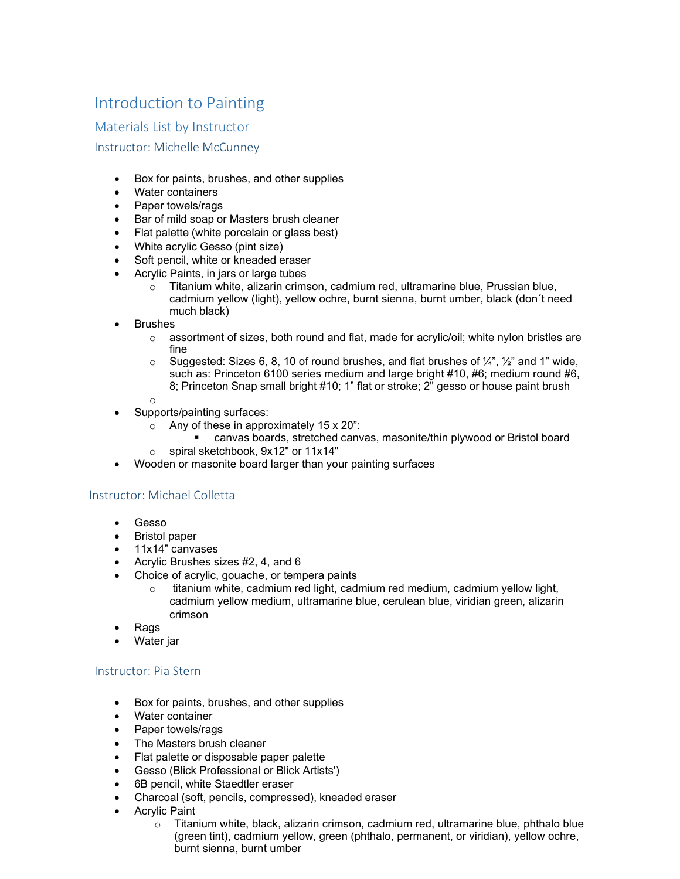# Introduction to Painting

## Materials List by Instructor

### Instructor: Michelle McCunney

- Box for paints, brushes, and other supplies
- Water containers
- Paper towels/rags
- Bar of mild soap or Masters brush cleaner
- Flat palette (white porcelain or glass best)
- White acrylic Gesso (pint size)
- Soft pencil, white or kneaded eraser
- Acrylic Paints, in jars or large tubes
  - Titanium white, alizarin crimson, cadmium red, ultramarine blue, Prussian blue, cadmium yellow (light), yellow ochre, burnt sienna, burnt umber, black (don´t need much black)
- Brushes
  - assortment of sizes, both round and flat, made for acrylic/oil; white nylon bristles are fine
  - Suggested: Sizes 6, 8, 10 of round brushes, and flat brushes of ¼", ½" and 1" wide, such as: Princeton 6100 series medium and large bright #10, #6; medium round #6, 8; Princeton Snap small bright #10; 1" flat or stroke; 2" gesso or house paint brush
- Supports/painting surfaces:
  - Any of these in approximately 15 x 20":
    - canvas boards, stretched canvas, masonite/thin plywood or Bristol board
  - spiral sketchbook, 9x12" or 11x14"
- Wooden or masonite board larger than your painting surfaces

### Instructor: Michael Colletta

- Gesso
- Bristol paper
- 11x14" canvases
- Acrylic Brushes sizes #2, 4, and 6
- Choice of acrylic, gouache, or tempera paints
  - titanium white, cadmium red light, cadmium red medium, cadmium yellow light, cadmium yellow medium, ultramarine blue, cerulean blue, viridian green, alizarin crimson
- Rags
- Water jar

### Instructor: Pia Stern

- Box for paints, brushes, and other supplies
- Water container
- Paper towels/rags
- The Masters brush cleaner
- Flat palette or disposable paper palette
- Gesso (Blick Professional or Blick Artists')
- 6B pencil, white Staedtler eraser
- Charcoal (soft, pencils, compressed), kneaded eraser
- Acrylic Paint
  - Titanium white, black, alizarin crimson, cadmium red, ultramarine blue, phthalo blue (green tint), cadmium yellow, green (phthalo, permanent, or viridian), yellow ochre, burnt sienna, burnt umber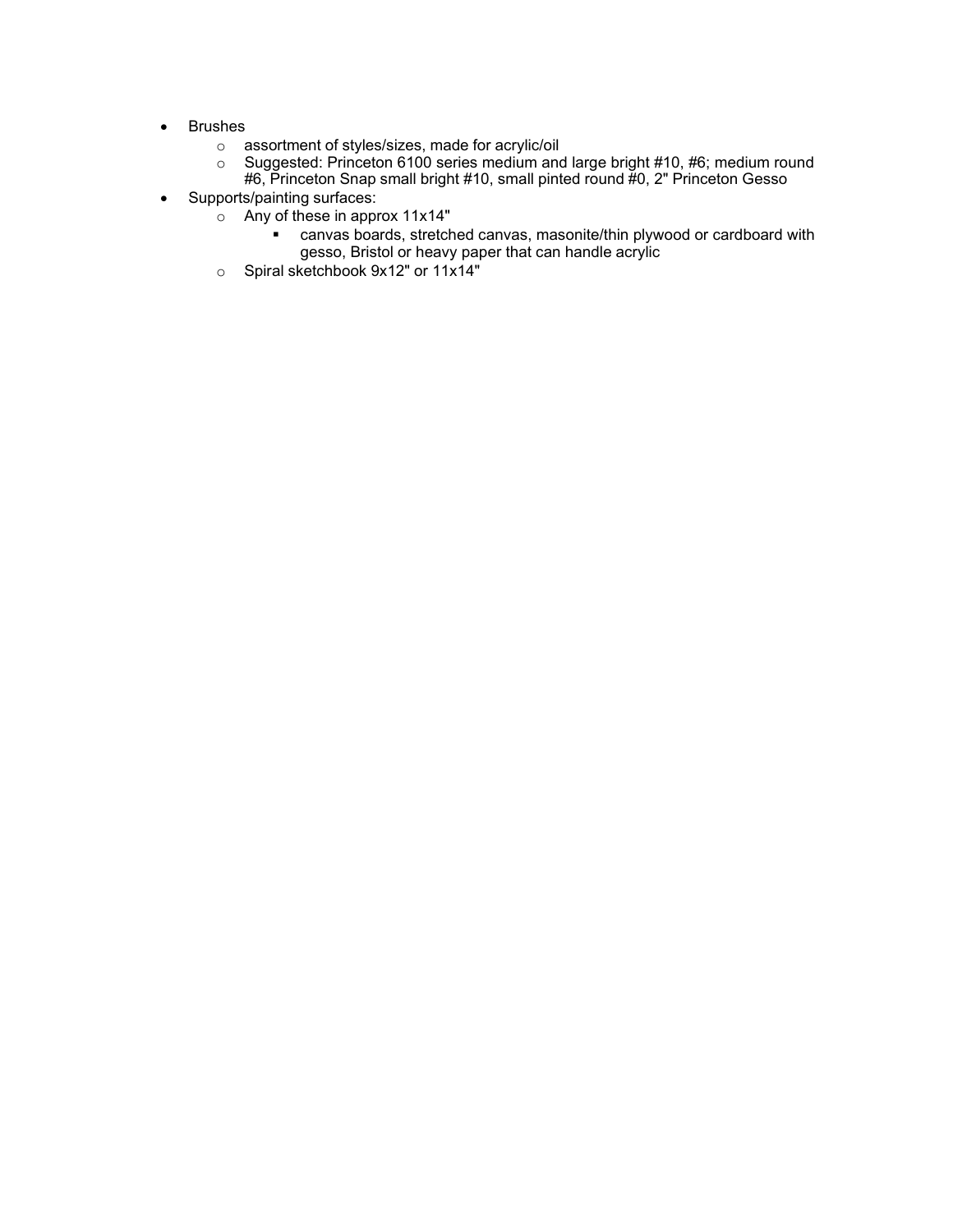- Brushes
    - assortment of styles/sizes, made for acrylic/oil
    - Suggested: Princeton 6100 series medium and large bright #10, #6; medium round #6, Princeton Snap small bright #10, small pinted round #0, 2" Princeton Gesso
- Supports/painting surfaces:
    - Any of these in approx 11x14"
        - canvas boards, stretched canvas, masonite/thin plywood or cardboard with gesso, Bristol or heavy paper that can handle acrylic
    - Spiral sketchbook 9x12" or 11x14"